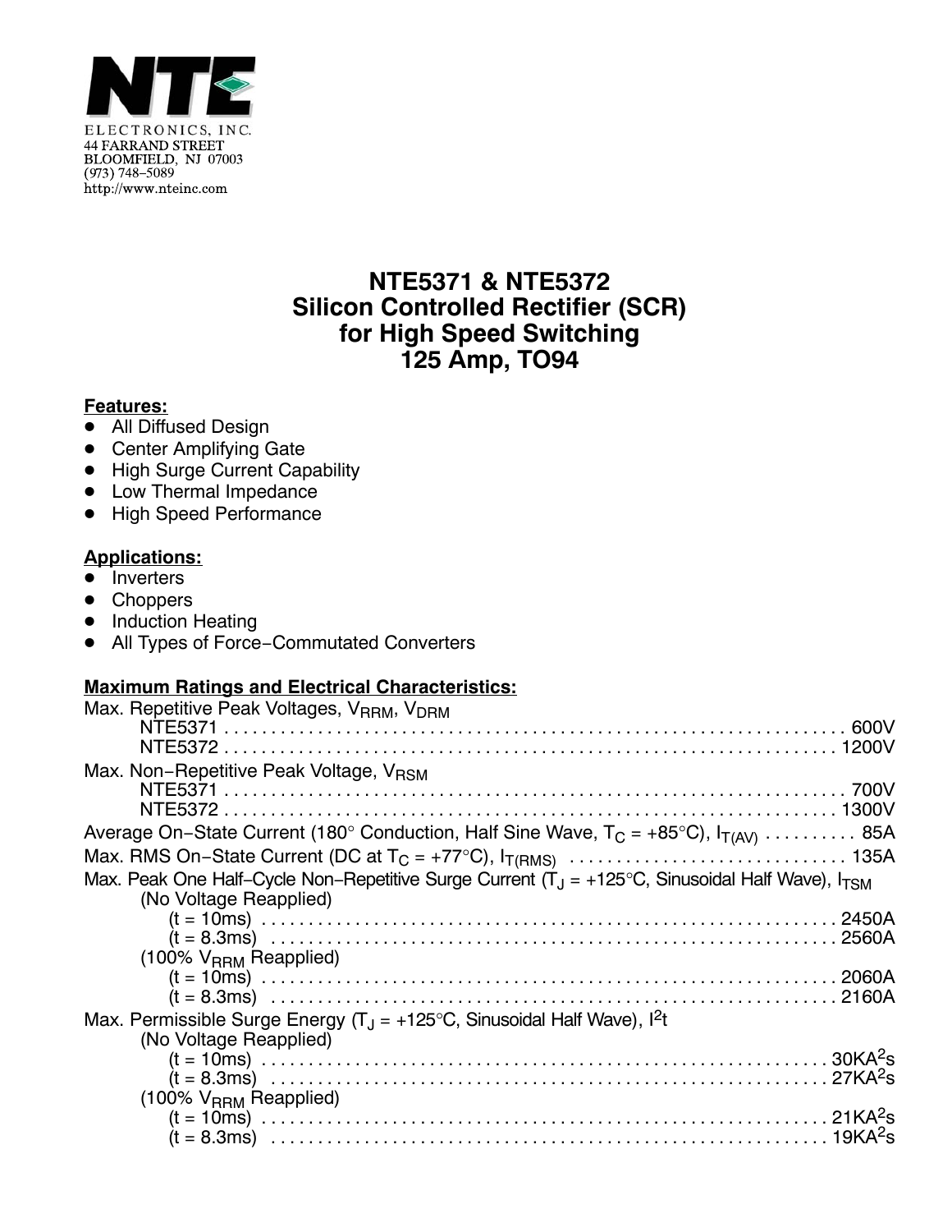NTE ELECTRONICS, INC.
44 FARRAND STREET
BLOOMFIELD, NJ 07003
(973) 748–5089
http://www.nteinc.com

# NTE5371 & NTE5372
# Silicon Controlled Rectifier (SCR) for High Speed Switching
# 125 Amp, TO94

**Features:**

- All Diffused Design
- Center Amplifying Gate
- High Surge Current Capability
- Low Thermal Impedance
- High Speed Performance

**Applications:**

- Inverters
- Choppers
- Induction Heating
- All Types of Force–Commutated Converters

**Maximum Ratings and Electrical Characteristics:**

Max. Repetitive Peak Voltages, $V_{RRM}$, $V_{DRM}$
- NTE5371 . . . . . 600V
- NTE5372 . . . . . 1200V

Max. Non–Repetitive Peak Voltage, $V_{RSM}$
- NTE5371 . . . . . 700V
- NTE5372 . . . . . 1300V

Average On–State Current (180° Conduction, Half Sine Wave, $T_C$ = +85°C), $I_{T(AV)}$ . . . . . 85A

Max. RMS On–State Current (DC at $T_C$ = +77°C), $I_{T(RMS)}$ . . . . . 135A

Max. Peak One Half–Cycle Non–Repetitive Surge Current ($T_J$ = +125°C, Sinusoidal Half Wave), $I_{TSM}$

(No Voltage Reapplied)
- (t = 10ms) . . . . . 2450A
- (t = 8.3ms) . . . . . 2560A

(100% $V_{RRM}$ Reapplied)
- (t = 10ms) . . . . . 2060A
- (t = 8.3ms) . . . . . 2160A

Max. Permissible Surge Energy ($T_J$ = +125°C, Sinusoidal Half Wave), $I^2t$

(No Voltage Reapplied)
- (t = 10ms) . . . . . $30KA^2s$
- (t = 8.3ms) . . . . . $27KA^2s$

(100% $V_{RRM}$ Reapplied)
- (t = 10ms) . . . . . $21KA^2s$
- (t = 8.3ms) . . . . . $19KA^2s$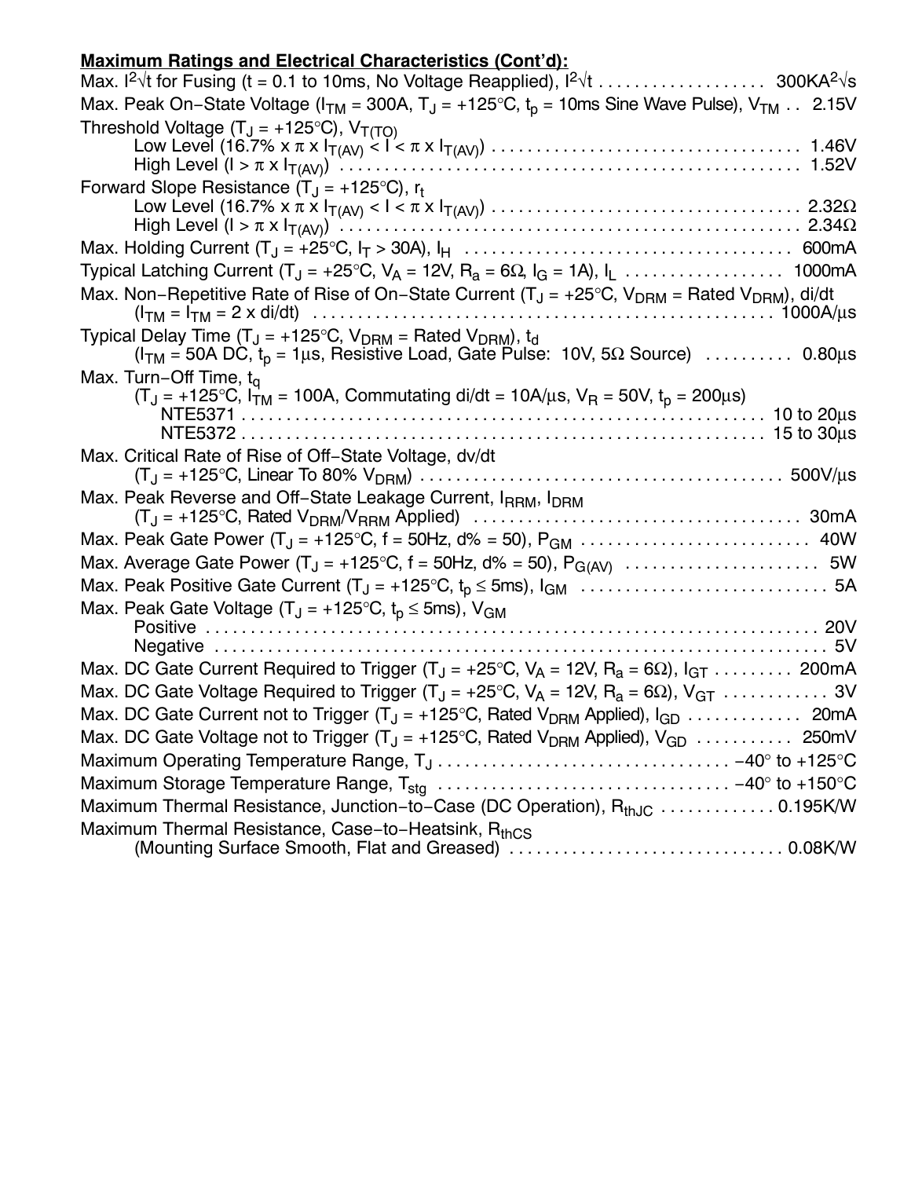**Maximum Ratings and Electrical Characteristics (Cont'd):**

Max. $I^2\sqrt{t}$ for Fusing (t = 0.1 to 10ms, No Voltage Reapplied), $I^2\sqrt{t}$ . . . . . . . . . . . . . . . . . . 300KA$^2\sqrt{s}$

Max. Peak On–State Voltage ($I_{TM}$ = 300A, $T_J$ = +125°C, $t_p$ = 10ms Sine Wave Pulse), $V_{TM}$ . . 2.15V

Threshold Voltage ($T_J$ = +125°C), $V_{T(TO)}$
- Low Level (16.7% x $\pi$ x $I_{T(AV)}$ < I < $\pi$ x $I_{T(AV)}$) . . . . . . . . . . . . . . . . . . . . . . . . . . . . . . . . . . 1.46V
- High Level (I > $\pi$ x $I_{T(AV)}$) . . . . . . . . . . . . . . . . . . . . . . . . . . . . . . . . . . . . . . . . . . . . . . . . . . . 1.52V

Forward Slope Resistance ($T_J$ = +125°C), $r_t$
- Low Level (16.7% x $\pi$ x $I_{T(AV)}$ < I < $\pi$ x $I_{T(AV)}$) . . . . . . . . . . . . . . . . . . . . . . . . . . . . . . . . . . 2.32Ω
- High Level (I > $\pi$ x $I_{T(AV)}$) . . . . . . . . . . . . . . . . . . . . . . . . . . . . . . . . . . . . . . . . . . . . . . . . . . . 2.34Ω

Max. Holding Current ($T_J$ = +25°C, $I_T$ > 30A), $I_H$ . . . . . . . . . . . . . . . . . . . . . . . . . . . . . . . . . . . . 600mA

Typical Latching Current ($T_J$ = +25°C, $V_A$ = 12V, $R_a$ = 6Ω, $I_G$ = 1A), $I_L$ . . . . . . . . . . . . . . . . . . 1000mA

Max. Non–Repetitive Rate of Rise of On–State Current ($T_J$ = +25°C, $V_{DRM}$ = Rated $V_{DRM}$), di/dt
- ($I_{TM}$ = $I_{TM}$ = 2 x di/dt) . . . . . . . . . . . . . . . . . . . . . . . . . . . . . . . . . . . . . . . . . . . . . . . . . . . 1000A/µs

Typical Delay Time ($T_J$ = +125°C, $V_{DRM}$ = Rated $V_{DRM}$), $t_d$
- ($I_{TM}$ = 50A DC, $t_p$ = 1µs, Resistive Load, Gate Pulse: 10V, 5Ω Source) . . . . . . . . . . 0.80µs

Max. Turn–Off Time, $t_q$
- ($T_J$ = +125°C, $I_{TM}$ = 100A, Commutating di/dt = 10A/µs, $V_R$ = 50V, $t_p$ = 200µs)
  - NTE5371 . . . . . . . . . . . . . . . . . . . . . . . . . . . . . . . . . . . . . . . . . . . . . . . . . . . . . . . . . . . . 10 to 20µs
  - NTE5372 . . . . . . . . . . . . . . . . . . . . . . . . . . . . . . . . . . . . . . . . . . . . . . . . . . . . . . . . . . . . 15 to 30µs

Max. Critical Rate of Rise of Off–State Voltage, dv/dt
- ($T_J$ = +125°C, Linear To 80% $V_{DRM}$) . . . . . . . . . . . . . . . . . . . . . . . . . . . . . . . . . . . . . . . . 500V/µs

Max. Peak Reverse and Off–State Leakage Current, $I_{RRM}$, $I_{DRM}$
- ($T_J$ = +125°C, Rated $V_{DRM}$/$V_{RRM}$ Applied) . . . . . . . . . . . . . . . . . . . . . . . . . . . . . . . . . . . . . 30mA

Max. Peak Gate Power ($T_J$ = +125°C, f = 50Hz, d% = 50), $P_{GM}$ . . . . . . . . . . . . . . . . . . . . . . . . . 40W

Max. Average Gate Power ($T_J$ = +125°C, f = 50Hz, d% = 50), $P_{G(AV)}$ . . . . . . . . . . . . . . . . . . . . . 5W

Max. Peak Positive Gate Current ($T_J$ = +125°C, $t_p$ ≤ 5ms), $I_{GM}$ . . . . . . . . . . . . . . . . . . . . . . . . . . . 5A

Max. Peak Gate Voltage ($T_J$ = +125°C, $t_p$ ≤ 5ms), $V_{GM}$
- Positive . . . . . . . . . . . . . . . . . . . . . . . . . . . . . . . . . . . . . . . . . . . . . . . . . . . . . . . . . . . . . . . . . 20V
- Negative . . . . . . . . . . . . . . . . . . . . . . . . . . . . . . . . . . . . . . . . . . . . . . . . . . . . . . . . . . . . . . . . 5V

Max. DC Gate Current Required to Trigger ($T_J$ = +25°C, $V_A$ = 12V, $R_a$ = 6Ω), $I_{GT}$ . . . . . . . . . 200mA

Max. DC Gate Voltage Required to Trigger ($T_J$ = +25°C, $V_A$ = 12V, $R_a$ = 6Ω), $V_{GT}$ . . . . . . . . . . . . 3V

Max. DC Gate Current not to Trigger ($T_J$ = +125°C, Rated $V_{DRM}$ Applied), $I_{GD}$ . . . . . . . . . . . . 20mA

Max. DC Gate Voltage not to Trigger ($T_J$ = +125°C, Rated $V_{DRM}$ Applied), $V_{GD}$ . . . . . . . . . . . 250mV

Maximum Operating Temperature Range, $T_J$ . . . . . . . . . . . . . . . . . . . . . . . . . . . . . . . . −40° to +125°C

Maximum Storage Temperature Range, $T_{stg}$ . . . . . . . . . . . . . . . . . . . . . . . . . . . . . . . . −40° to +150°C

Maximum Thermal Resistance, Junction–to–Case (DC Operation), $R_{thJC}$ . . . . . . . . . . . . . 0.195K/W

Maximum Thermal Resistance, Case–to–Heatsink, $R_{thCS}$
- (Mounting Surface Smooth, Flat and Greased) . . . . . . . . . . . . . . . . . . . . . . . . . . . . . . . 0.08K/W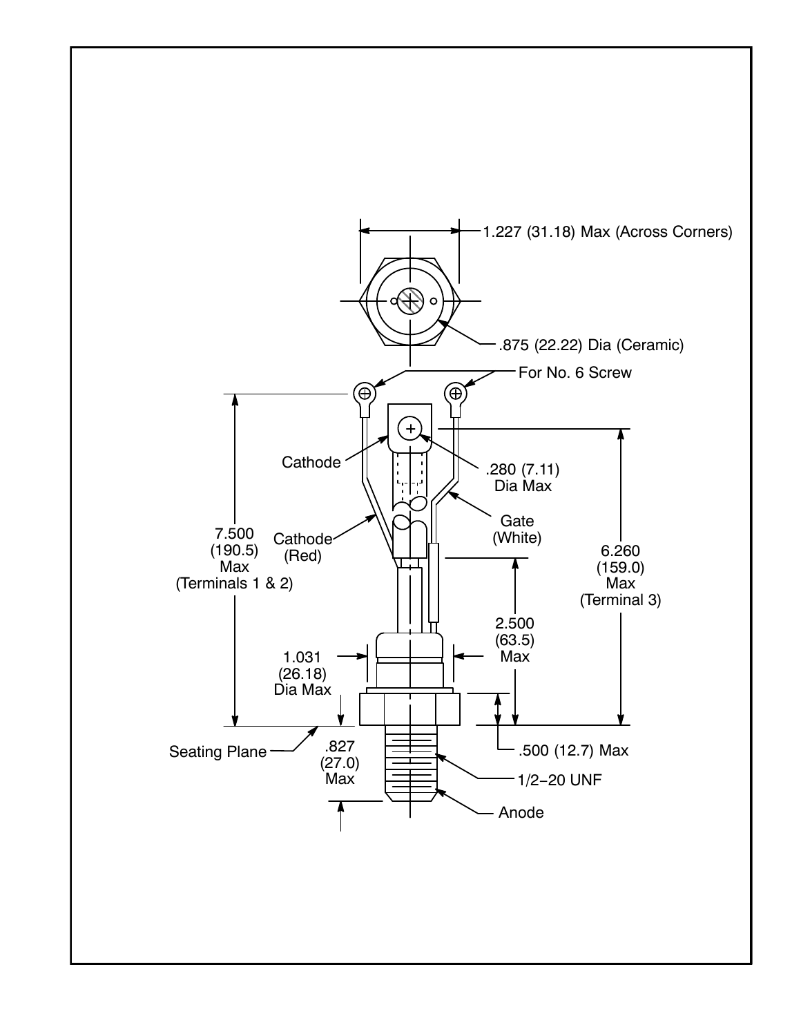1.227 (31.18) Max (Across Corners)

.875 (22.22) Dia (Ceramic)

For No. 6 Screw

Cathode

.280 (7.11)
Dia Max

7.500
(190.5)
Max
(Terminals 1 & 2)

Cathode
(Red)

Gate
(White)

6.260
(159.0)
Max
(Terminal 3)

2.500
(63.5)
Max

1.031
(26.18)
Dia Max

Seating Plane

.827
(27.0)
Max

.500 (12.7) Max

1/2−20 UNF

Anode